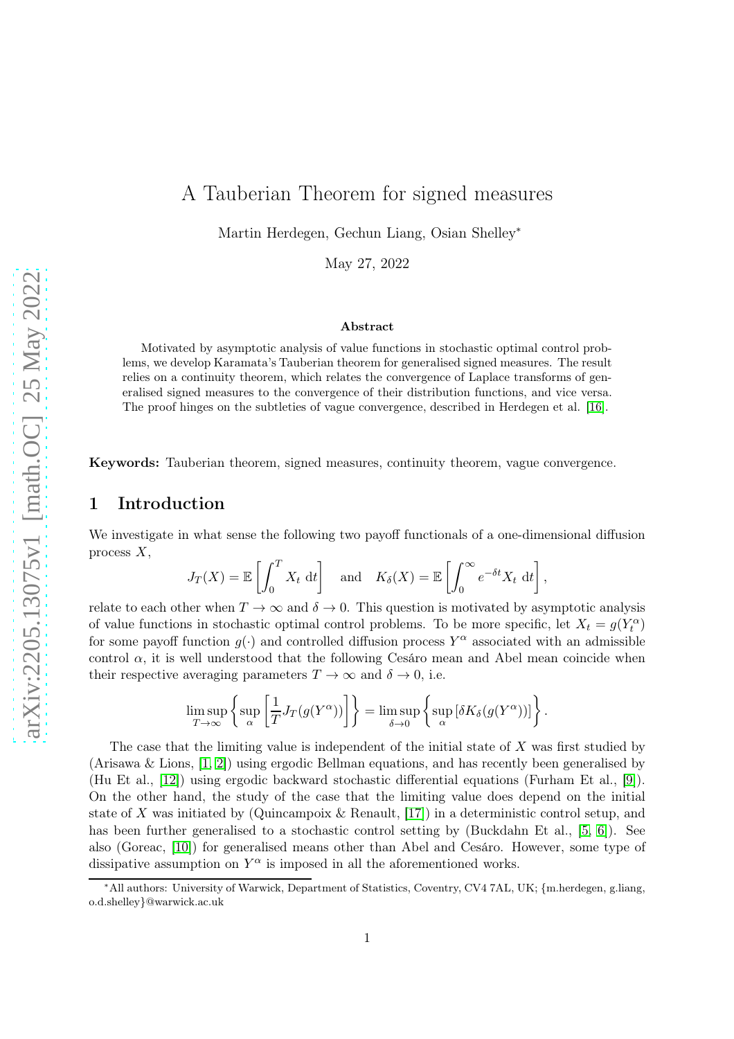# A Tauberian Theorem for signed measures

Martin Herdegen, Gechun Liang, Osian Shelley*

May 27, 2022

### Abstract

Motivated by asymptotic analysis of value functions in stochastic optimal control problems, we develop Karamata's Tauberian theorem for generalised signed measures. The result relies on a continuity theorem, which relates the convergence of Laplace transforms of generalised signed measures to the convergence of their distribution functions, and vice versa. The proof hinges on the subtleties of vague convergence, described in Herdegen et al. [16].

**Keywords:** Tauberian theorem, signed measures, continuity theorem, vague convergence.

## 1 Introduction

We investigate in what sense the following two payoff functionals of a one-dimensional diffusion process $X$,

$$J_T(X) = \mathbb{E}\left[\int_0^T X_t \, \mathrm{d}t\right] \quad \text{and} \quad K_\delta(X) = \mathbb{E}\left[\int_0^\infty e^{-\delta t} X_t \, \mathrm{d}t\right],$$

relate to each other when $T \to \infty$ and $\delta \to 0$. This question is motivated by asymptotic analysis of value functions in stochastic optimal control problems. To be more specific, let $X_t = g(Y_t^\alpha)$ for some payoff function $g(\cdot)$ and controlled diffusion process $Y^\alpha$ associated with an admissible control $\alpha$, it is well understood that the following Cesáro mean and Abel mean coincide when their respective averaging parameters $T \to \infty$ and $\delta \to 0$, i.e.

$$\limsup_{T\to\infty} \left\{ \sup_\alpha \left[ \frac{1}{T} J_T(g(Y^\alpha)) \right] \right\} = \limsup_{\delta\to 0} \left\{ \sup_\alpha \left[ \delta K_\delta(g(Y^\alpha)) \right] \right\}.$$

The case that the limiting value is independent of the initial state of $X$ was first studied by (Arisawa & Lions, [1, 2]) using ergodic Bellman equations, and has recently been generalised by (Hu Et al., [12]) using ergodic backward stochastic differential equations (Furham Et al., [9]). On the other hand, the study of the case that the limiting value does depend on the initial state of $X$ was initiated by (Quincampoix & Renault, [17]) in a deterministic control setup, and has been further generalised to a stochastic control setting by (Buckdahn Et al., [5, 6]). See also (Goreac, [10]) for generalised means other than Abel and Cesáro. However, some type of dissipative assumption on $Y^\alpha$ is imposed in all the aforementioned works.

*All authors: University of Warwick, Department of Statistics, Coventry, CV4 7AL, UK; {m.herdegen, g.liang, o.d.shelley}@warwick.ac.uk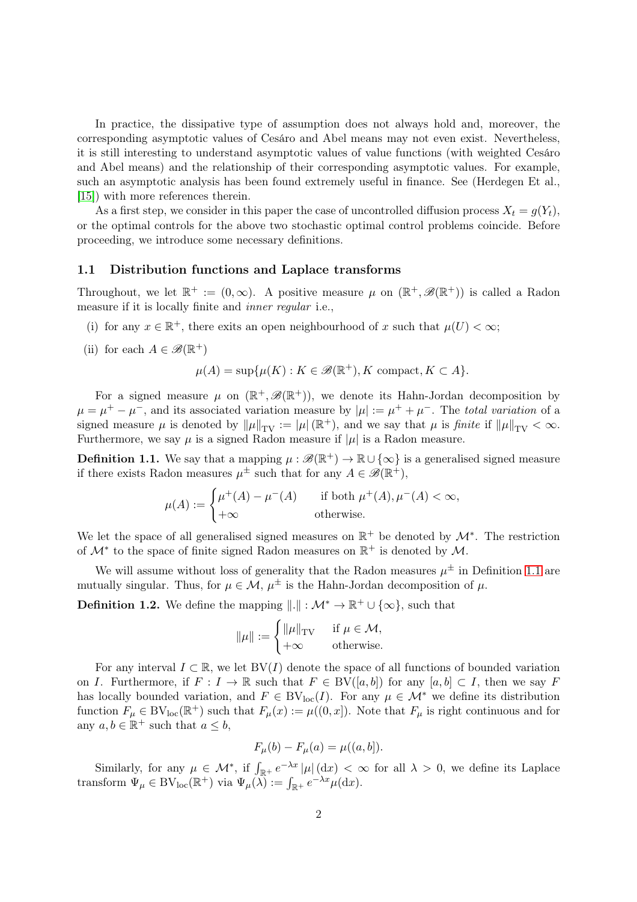In practice, the dissipative type of assumption does not always hold and, moreover, the corresponding asymptotic values of Cesáro and Abel means may not even exist. Nevertheless, it is still interesting to understand asymptotic values of value functions (with weighted Cesáro and Abel means) and the relationship of their corresponding asymptotic values. For example, such an asymptotic analysis has been found extremely useful in finance. See (Herdegen Et al., [15]) with more references therein.

As a first step, we consider in this paper the case of uncontrolled diffusion process $X_t = g(Y_t)$, or the optimal controls for the above two stochastic optimal control problems coincide. Before proceeding, we introduce some necessary definitions.

### 1.1 Distribution functions and Laplace transforms

Throughout, we let $\mathbb{R}^+ := (0, \infty)$. A positive measure $\mu$ on $(\mathbb{R}^+, \mathscr{B}(\mathbb{R}^+))$ is called a Radon measure if it is locally finite and *inner regular* i.e.,

(i) for any $x \in \mathbb{R}^+$, there exits an open neighbourhood of $x$ such that $\mu(U) < \infty$;

(ii) for each $A \in \mathscr{B}(\mathbb{R}^+)$

$$\mu(A) = \sup\{\mu(K) : K \in \mathscr{B}(\mathbb{R}^+), K \text{ compact}, K \subset A\}.$$

For a signed measure $\mu$ on $(\mathbb{R}^+, \mathscr{B}(\mathbb{R}^+))$, we denote its Hahn-Jordan decomposition by $\mu = \mu^+ - \mu^-$, and its associated variation measure by $|\mu| := \mu^+ + \mu^-$. The *total variation* of a signed measure $\mu$ is denoted by $\|\mu\|_{\mathrm{TV}} := |\mu|(\mathbb{R}^+)$, and we say that $\mu$ is *finite* if $\|\mu\|_{\mathrm{TV}} < \infty$. Furthermore, we say $\mu$ is a signed Radon measure if $|\mu|$ is a Radon measure.

**Definition 1.1.** We say that a mapping $\mu : \mathscr{B}(\mathbb{R}^+) \to \mathbb{R} \cup \{\infty\}$ is a generalised signed measure if there exists Radon measures $\mu^{\pm}$ such that for any $A \in \mathscr{B}(\mathbb{R}^+)$,

$$\mu(A) := \begin{cases} \mu^+(A) - \mu^-(A) & \text{if both } \mu^+(A), \mu^-(A) < \infty, \\ +\infty & \text{otherwise.} \end{cases}$$

We let the space of all generalised signed measures on $\mathbb{R}^+$ be denoted by $\mathcal{M}^*$. The restriction of $\mathcal{M}^*$ to the space of finite signed Radon measures on $\mathbb{R}^+$ is denoted by $\mathcal{M}$.

We will assume without loss of generality that the Radon measures $\mu^{\pm}$ in Definition 1.1 are mutually singular. Thus, for $\mu \in \mathcal{M}$, $\mu^{\pm}$ is the Hahn-Jordan decomposition of $\mu$.

**Definition 1.2.** We define the mapping $\|.\| : \mathcal{M}^* \to \mathbb{R}^+ \cup \{\infty\}$, such that

$$\|\mu\| := \begin{cases} \|\mu\|_{\mathrm{TV}} & \text{if } \mu \in \mathcal{M}, \\ +\infty & \text{otherwise.} \end{cases}$$

For any interval $I \subset \mathbb{R}$, we let $\mathrm{BV}(I)$ denote the space of all functions of bounded variation on $I$. Furthermore, if $F : I \to \mathbb{R}$ such that $F \in \mathrm{BV}([a, b])$ for any $[a, b] \subset I$, then we say $F$ has locally bounded variation, and $F \in \mathrm{BV}_{\mathrm{loc}}(I)$. For any $\mu \in \mathcal{M}^*$ we define its distribution function $F_\mu \in \mathrm{BV}_{\mathrm{loc}}(\mathbb{R}^+)$ such that $F_\mu(x) := \mu((0, x])$. Note that $F_\mu$ is right continuous and for any $a, b \in \mathbb{R}^+$ such that $a \leq b$,

$$F_\mu(b) - F_\mu(a) = \mu((a, b]).$$

Similarly, for any $\mu \in \mathcal{M}^*$, if $\int_{\mathbb{R}^+} e^{-\lambda x} |\mu|(\mathrm{d}x) < \infty$ for all $\lambda > 0$, we define its Laplace transform $\Psi_\mu \in \mathrm{BV}_{\mathrm{loc}}(\mathbb{R}^+)$ via $\Psi_\mu(\lambda) := \int_{\mathbb{R}^+} e^{-\lambda x} \mu(\mathrm{d}x)$.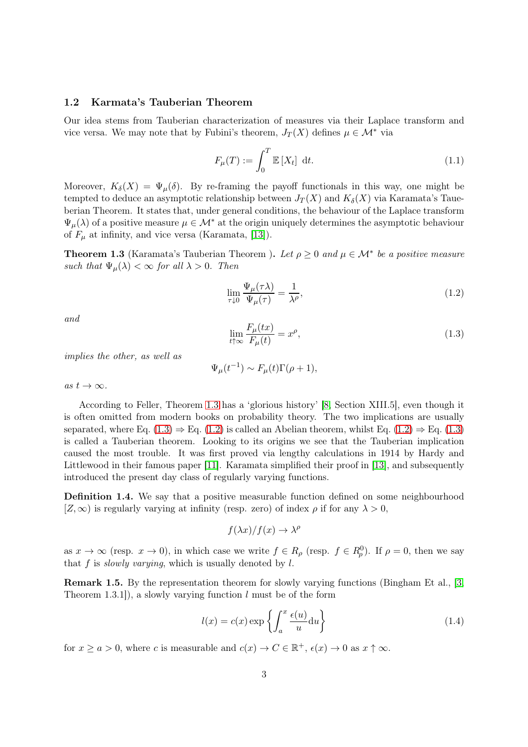### 1.2 Karmata's Tauberian Theorem

Our idea stems from Tauberian characterization of measures via their Laplace transform and vice versa. We may note that by Fubini's theorem, $J_T(X)$ defines $\mu \in \mathcal{M}^*$ via

$$F_\mu(T) := \int_0^T \mathbb{E}\left[X_t\right]\ \mathrm{d}t. \tag{1.1}$$

Moreover, $K_\delta(X) = \Psi_\mu(\delta)$. By re-framing the payoff functionals in this way, one might be tempted to deduce an asymptotic relationship between $J_T(X)$ and $K_\delta(X)$ via Karamata's Tauberian Theorem. It states that, under general conditions, the behaviour of the Laplace transform $\Psi_\mu(\lambda)$ of a positive measure $\mu \in \mathcal{M}^*$ at the origin uniquely determines the asymptotic behaviour of $F_\mu$ at infinity, and vice versa (Karamata, [13]).

**Theorem 1.3** (Karamata's Tauberian Theorem ). *Let $\rho \geq 0$ and $\mu \in \mathcal{M}^*$ be a positive measure such that $\Psi_\mu(\lambda) < \infty$ for all $\lambda > 0$. Then*

$$\lim_{\tau \downarrow 0} \frac{\Psi_\mu(\tau\lambda)}{\Psi_\mu(\tau)} = \frac{1}{\lambda^\rho}, \tag{1.2}$$

*and*

$$\lim_{t \uparrow \infty} \frac{F_\mu(tx)}{F_\mu(t)} = x^\rho, \tag{1.3}$$

*implies the other, as well as*

$$\Psi_\mu(t^{-1}) \sim F_\mu(t)\Gamma(\rho + 1),$$

*as $t \to \infty$.*

According to Feller, Theorem 1.3 has a 'glorious history' [8, Section XIII.5], even though it is often omitted from modern books on probability theory. The two implications are usually separated, where Eq. (1.3) $\Rightarrow$ Eq. (1.2) is called an Abelian theorem, whilst Eq. (1.2) $\Rightarrow$ Eq. (1.3) is called a Tauberian theorem. Looking to its origins we see that the Tauberian implication caused the most trouble. It was first proved via lengthy calculations in 1914 by Hardy and Littlewood in their famous paper [11]. Karamata simplified their proof in [13], and subsequently introduced the present day class of regularly varying functions.

**Definition 1.4.** We say that a positive measurable function defined on some neighbourhood $[Z, \infty)$ is regularly varying at infinity (resp. zero) of index $\rho$ if for any $\lambda > 0$,

$$f(\lambda x)/f(x) \to \lambda^\rho$$

as $x \to \infty$ (resp. $x \to 0$), in which case we write $f \in R_\rho$ (resp. $f \in R^0_\rho$). If $\rho = 0$, then we say that $f$ is *slowly varying*, which is usually denoted by $l$.

**Remark 1.5.** By the representation theorem for slowly varying functions (Bingham Et al., [3, Theorem 1.3.1]), a slowly varying function $l$ must be of the form

$$l(x) = c(x) \exp\left\{\int_a^x \frac{\epsilon(u)}{u} \mathrm{d}u\right\} \tag{1.4}$$

for $x \geq a > 0$, where $c$ is measurable and $c(x) \to C \in \mathbb{R}^+$, $\epsilon(x) \to 0$ as $x \uparrow \infty$.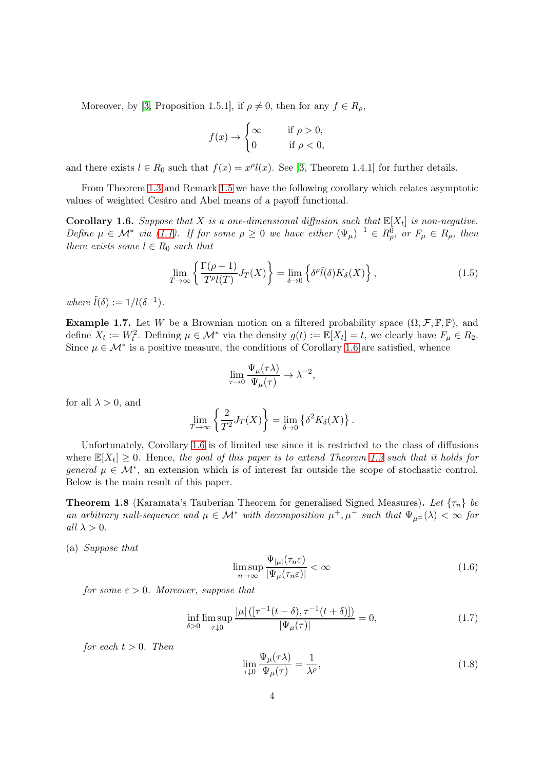Moreover, by [3, Proposition 1.5.1], if $\rho \neq 0$, then for any $f \in R_\rho$,

$$
f(x) \to \begin{cases} \infty & \text{if } \rho > 0, \\ 0 & \text{if } \rho < 0, \end{cases}
$$

and there exists $l \in R_0$ such that $f(x) = x^\rho l(x)$. See [3, Theorem 1.4.1] for further details.

From Theorem 1.3 and Remark 1.5 we have the following corollary which relates asymptotic values of weighted Cesáro and Abel means of a payoff functional.

**Corollary 1.6.** *Suppose that $X$ is a one-dimensional diffusion such that $\mathbb{E}[X_t]$ is non-negative. Define $\mu \in \mathcal{M}^*$ via (1.1). If for some $\rho \geq 0$ we have either $(\Psi_\mu)^{-1} \in R_\rho^0$, or $F_\mu \in R_\rho$, then there exists some $l \in R_0$ such that*

$$
\lim_{T\to\infty} \left\{ \frac{\Gamma(\rho+1)}{T^\rho l(T)} J_T(X) \right\} = \lim_{\delta\to 0} \left\{ \delta^\rho \tilde{l}(\delta) K_\delta(X) \right\}, \tag{1.5}
$$

*where $\tilde{l}(\delta) := 1/l(\delta^{-1})$.*

**Example 1.7.** Let $W$ be a Brownian motion on a filtered probability space $(\Omega, \mathcal{F}, \mathbb{F}, \mathbb{P})$, and define $X_t := W_t^2$. Defining $\mu \in \mathcal{M}^*$ via the density $g(t) := \mathbb{E}[X_t] = t$, we clearly have $F_\mu \in R_2$. Since $\mu \in \mathcal{M}^*$ is a positive measure, the conditions of Corollary 1.6 are satisfied, whence

$$
\lim_{\tau\to 0} \frac{\Psi_\mu(\tau\lambda)}{\Psi_\mu(\tau)} \to \lambda^{-2},
$$

for all $\lambda > 0$, and

$$
\lim_{T\to\infty} \left\{ \frac{2}{T^2} J_T(X) \right\} = \lim_{\delta\to 0} \left\{ \delta^2 K_\delta(X) \right\}.
$$

Unfortunately, Corollary 1.6 is of limited use since it is restricted to the class of diffusions where $\mathbb{E}[X_t] \geq 0$. Hence, *the goal of this paper is to extend Theorem 1.3 such that it holds for general $\mu \in \mathcal{M}^*$*, an extension which is of interest far outside the scope of stochastic control. Below is the main result of this paper.

**Theorem 1.8** (Karamata's Tauberian Theorem for generalised Signed Measures)**.** *Let $\{\tau_n\}$ be an arbitrary null-sequence and $\mu \in \mathcal{M}^*$ with decomposition $\mu^+, \mu^-$ such that $\Psi_{\mu^\pm}(\lambda) < \infty$ for all $\lambda > 0$.*

(a) *Suppose that*

$$
\limsup_{n\to\infty} \frac{\Psi_{|\mu|}(\tau_n \varepsilon)}{|\Psi_\mu(\tau_n \varepsilon)|} < \infty \tag{1.6}
$$

*for some $\varepsilon > 0$. Moreover, suppose that*

$$
\inf_{\delta>0} \limsup_{\tau\downarrow 0} \frac{|\mu| \left( [\tau^{-1}(t-\delta), \tau^{-1}(t+\delta)] \right)}{|\Psi_\mu(\tau)|} = 0, \tag{1.7}
$$

*for each $t > 0$. Then*

$$
\lim_{\tau\downarrow 0} \frac{\Psi_\mu(\tau\lambda)}{\Psi_\mu(\tau)} = \frac{1}{\lambda^\rho}, \tag{1.8}
$$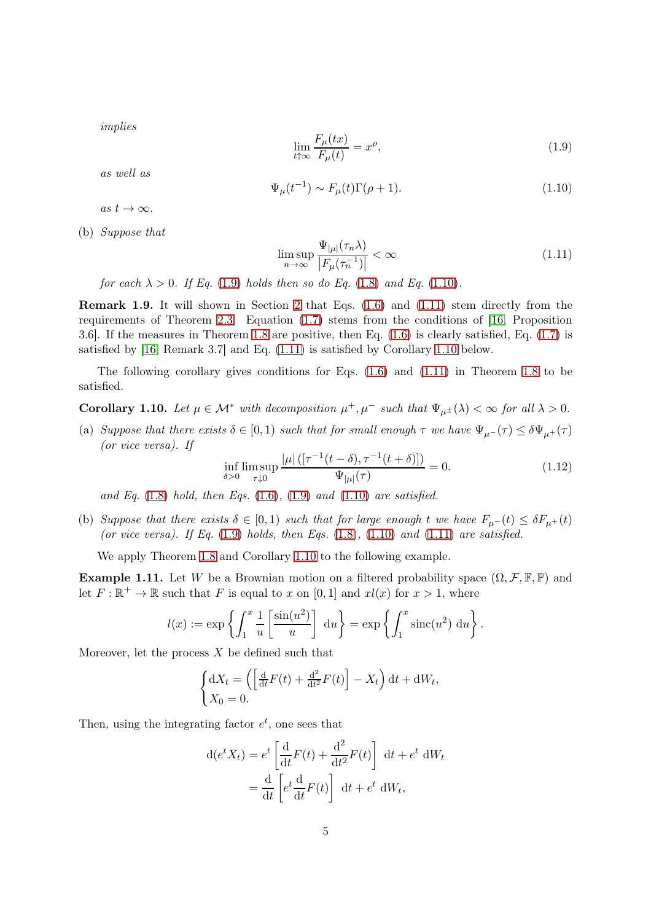*implies*

$$\lim_{t\uparrow\infty} \frac{F_\mu(tx)}{F_\mu(t)} = x^\rho, \tag{1.9}$$

*as well as*

$$\Psi_\mu(t^{-1}) \sim F_\mu(t)\Gamma(\rho+1). \tag{1.10}$$

*as* $t \to \infty$.

(b) *Suppose that*

$$\limsup_{n\to\infty} \frac{\Psi_{|\mu|}(\tau_n \lambda)}{\left|F_\mu(\tau_n^{-1})\right|} < \infty \tag{1.11}$$

*for each* $\lambda > 0$*. If Eq.* (1.9) *holds then so do Eq.* (1.8) *and Eq.* (1.10).

**Remark 1.9.** It will shown in Section 2 that Eqs. (1.6) and (1.11) stem directly from the requirements of Theorem 2.3. Equation (1.7) stems from the conditions of [16, Proposition 3.6]. If the measures in Theorem 1.8 are positive, then Eq. (1.6) is clearly satisfied, Eq. (1.7) is satisfied by [16, Remark 3.7] and Eq. (1.11) is satisfied by Corollary 1.10 below.

The following corollary gives conditions for Eqs. (1.6) and (1.11) in Theorem 1.8 to be satisfied.

**Corollary 1.10.** *Let* $\mu \in \mathcal{M}^*$ *with decomposition* $\mu^+, \mu^-$ *such that* $\Psi_{\mu^\pm}(\lambda) < \infty$ *for all* $\lambda > 0$.

(a) *Suppose that there exists* $\delta \in [0,1)$ *such that for small enough* $\tau$ *we have* $\Psi_{\mu^-}(\tau) \le \delta \Psi_{\mu^+}(\tau)$ *(or vice versa). If*

$$\inf_{\delta>0} \limsup_{\tau\downarrow 0} \frac{|\mu|\left([\tau^{-1}(t-\delta), \tau^{-1}(t+\delta)]\right)}{\Psi_{|\mu|}(\tau)} = 0. \tag{1.12}$$

*and Eq.* (1.8) *hold, then Eqs.* (1.6), (1.9) *and* (1.10) *are satisfied.*

(b) *Suppose that there exists* $\delta \in [0,1)$ *such that for large enough* $t$ *we have* $F_{\mu^-}(t) \le \delta F_{\mu^+}(t)$ *(or vice versa). If Eq.* (1.9) *holds, then Eqs.* (1.8), (1.10) *and* (1.11) *are satisfied.*

We apply Theorem 1.8 and Corollary 1.10 to the following example.

**Example 1.11.** Let $W$ be a Brownian motion on a filtered probability space $(\Omega, \mathcal{F}, \mathbb{F}, \mathbb{P})$ and let $F : \mathbb{R}^+ \to \mathbb{R}$ such that $F$ is equal to $x$ on $[0,1]$ and $xl(x)$ for $x > 1$, where

$$l(x) := \exp\left\{\int_1^x \frac{1}{u}\left[\frac{\sin(u^2)}{u}\right]\, \mathrm{d}u\right\} = \exp\left\{\int_1^x \operatorname{sinc}(u^2)\, \mathrm{d}u\right\}.$$

Moreover, let the process $X$ be defined such that

$$\begin{cases} \mathrm{d}X_t = \left(\left[\frac{\mathrm{d}}{\mathrm{d}t}F(t) + \frac{\mathrm{d}^2}{\mathrm{d}t^2}F(t)\right] - X_t\right)\mathrm{d}t + \mathrm{d}W_t, \\ X_0 = 0. \end{cases}$$

Then, using the integrating factor $e^t$, one sees that

$$\begin{aligned} \mathrm{d}(e^t X_t) &= e^t\left[\frac{\mathrm{d}}{\mathrm{d}t}F(t) + \frac{\mathrm{d}^2}{\mathrm{d}t^2}F(t)\right]\, \mathrm{d}t + e^t\, \mathrm{d}W_t \\ &= \frac{\mathrm{d}}{\mathrm{d}t}\left[e^t \frac{\mathrm{d}}{\mathrm{d}t}F(t)\right]\, \mathrm{d}t + e^t\, \mathrm{d}W_t, \end{aligned}$$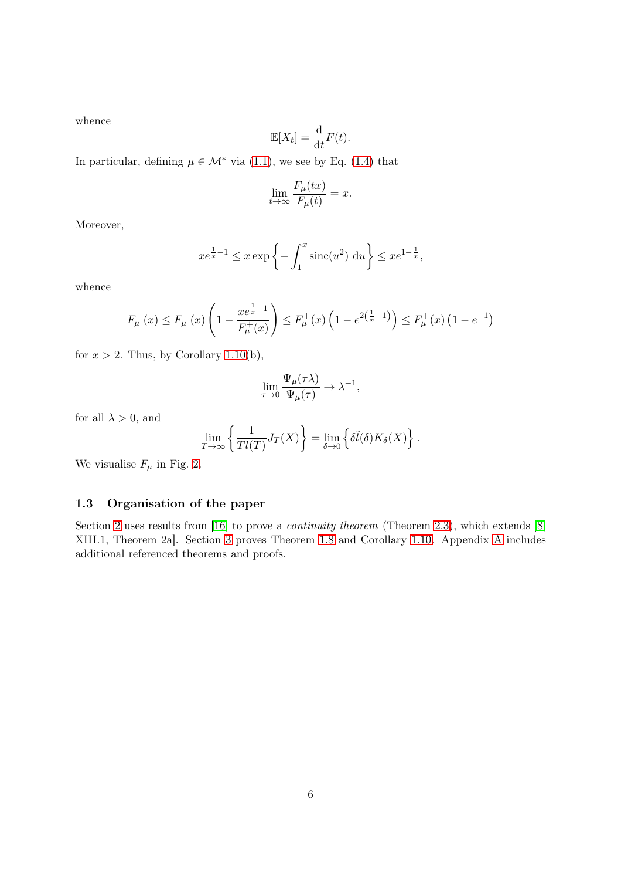whence

$$\mathbb{E}[X_t] = \frac{\mathrm{d}}{\mathrm{d}t} F(t).$$

In particular, defining $\mu \in \mathcal{M}^*$ via (1.1), we see by Eq. (1.4) that

$$\lim_{t\to\infty} \frac{F_\mu(tx)}{F_\mu(t)} = x.$$

Moreover,

$$xe^{\frac{1}{x}-1} \leq x\exp\left\{-\int_1^x \mathrm{sinc}(u^2)\,\mathrm{d}u\right\} \leq xe^{1-\frac{1}{x}},$$

whence

$$F_\mu^-(x) \leq F_\mu^+(x)\left(1 - \frac{xe^{\frac{1}{x}-1}}{F_\mu^+(x)}\right) \leq F_\mu^+(x)\left(1 - e^{2\left(\frac{1}{x}-1\right)}\right) \leq F_\mu^+(x)\left(1 - e^{-1}\right)$$

for $x > 2$. Thus, by Corollary 1.10(b),

$$\lim_{\tau\to 0} \frac{\Psi_\mu(\tau\lambda)}{\Psi_\mu(\tau)} \to \lambda^{-1},$$

for all $\lambda > 0$, and

$$\lim_{T\to\infty} \left\{\frac{1}{Tl(T)} J_T(X)\right\} = \lim_{\delta\to 0}\left\{\delta\tilde{l}(\delta) K_\delta(X)\right\}.$$

We visualise $F_\mu$ in Fig. 2.

## 1.3 Organisation of the paper

Section 2 uses results from [16] to prove a *continuity theorem* (Theorem 2.3), which extends [8, XIII.1, Theorem 2a]. Section 3 proves Theorem 1.8 and Corollary 1.10. Appendix A includes additional referenced theorems and proofs.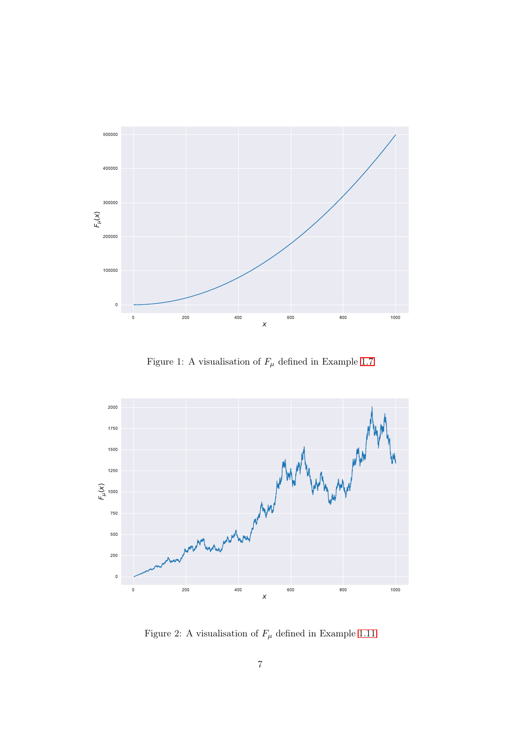Figure 1: A visualisation of $F_\mu$ defined in Example 1.7

Figure 2: A visualisation of $F_\mu$ defined in Example 1.11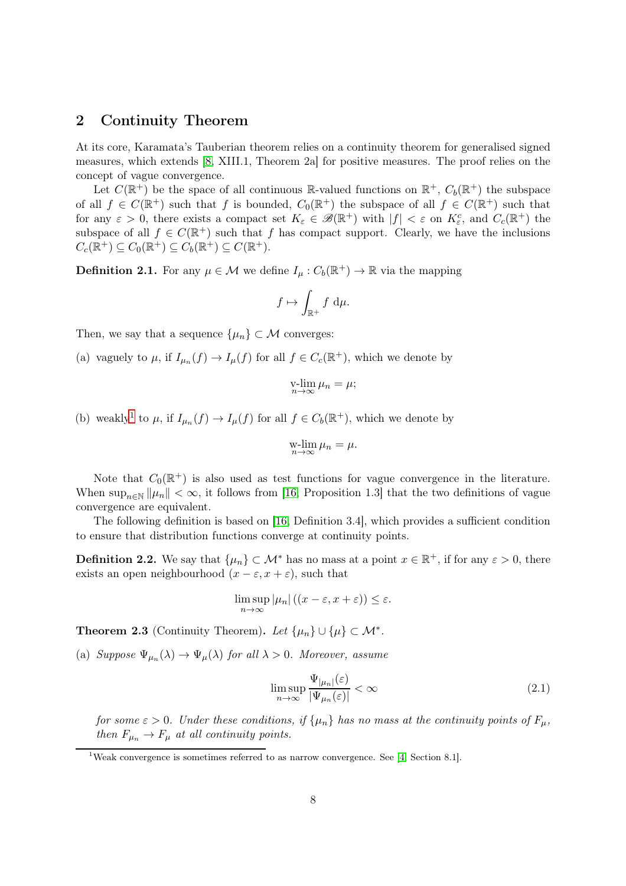## 2 Continuity Theorem

At its core, Karamata's Tauberian theorem relies on a continuity theorem for generalised signed measures, which extends [8, XIII.1, Theorem 2a] for positive measures. The proof relies on the concept of vague convergence.

Let $C(\mathbb{R}^+)$ be the space of all continuous $\mathbb{R}$-valued functions on $\mathbb{R}^+$, $C_b(\mathbb{R}^+)$ the subspace of all $f \in C(\mathbb{R}^+)$ such that $f$ is bounded, $C_0(\mathbb{R}^+)$ the subspace of all $f \in C(\mathbb{R}^+)$ such that for any $\varepsilon > 0$, there exists a compact set $K_\varepsilon \in \mathscr{B}(\mathbb{R}^+)$ with $|f| < \varepsilon$ on $K_\varepsilon^c$, and $C_c(\mathbb{R}^+)$ the subspace of all $f \in C(\mathbb{R}^+)$ such that $f$ has compact support. Clearly, we have the inclusions $C_c(\mathbb{R}^+) \subseteq C_0(\mathbb{R}^+) \subseteq C_b(\mathbb{R}^+) \subseteq C(\mathbb{R}^+)$.

**Definition 2.1.** For any $\mu \in \mathcal{M}$ we define $I_\mu : C_b(\mathbb{R}^+) \to \mathbb{R}$ via the mapping

$$f \mapsto \int_{\mathbb{R}^+} f \, \mathrm{d}\mu.$$

Then, we say that a sequence $\{\mu_n\} \subset \mathcal{M}$ converges:

(a) vaguely to $\mu$, if $I_{\mu_n}(f) \to I_\mu(f)$ for all $f \in C_c(\mathbb{R}^+)$, which we denote by

$$\operatorname*{v-lim}_{n\to\infty} \mu_n = \mu;$$

(b) weakly[1] to $\mu$, if $I_{\mu_n}(f) \to I_\mu(f)$ for all $f \in C_b(\mathbb{R}^+)$, which we denote by

$$\operatorname*{w-lim}_{n\to\infty} \mu_n = \mu.$$

Note that $C_0(\mathbb{R}^+)$ is also used as test functions for vague convergence in the literature. When $\sup_{n\in\mathbb{N}} \|\mu_n\| < \infty$, it follows from [16, Proposition 1.3] that the two definitions of vague convergence are equivalent.

The following definition is based on [16, Definition 3.4], which provides a sufficient condition to ensure that distribution functions converge at continuity points.

**Definition 2.2.** We say that $\{\mu_n\} \subset \mathcal{M}^*$ has no mass at a point $x \in \mathbb{R}^+$, if for any $\varepsilon > 0$, there exists an open neighbourhood $(x - \varepsilon, x + \varepsilon)$, such that

$$\limsup_{n\to\infty} |\mu_n| \left((x - \varepsilon, x + \varepsilon)\right) \leq \varepsilon.$$

**Theorem 2.3** (Continuity Theorem)**.** *Let $\{\mu_n\} \cup \{\mu\} \subset \mathcal{M}^*$.*

(a) *Suppose $\Psi_{\mu_n}(\lambda) \to \Psi_\mu(\lambda)$ for all $\lambda > 0$. Moreover, assume*

$$\limsup_{n\to\infty} \frac{\Psi_{|\mu_n|}(\varepsilon)}{|\Psi_{\mu_n}(\varepsilon)|} < \infty \tag{2.1}$$

*for some $\varepsilon > 0$. Under these conditions, if $\{\mu_n\}$ has no mass at the continuity points of $F_\mu$, then $F_{\mu_n} \to F_\mu$ at all continuity points.*

[1] Weak convergence is sometimes referred to as narrow convergence. See [4, Section 8.1].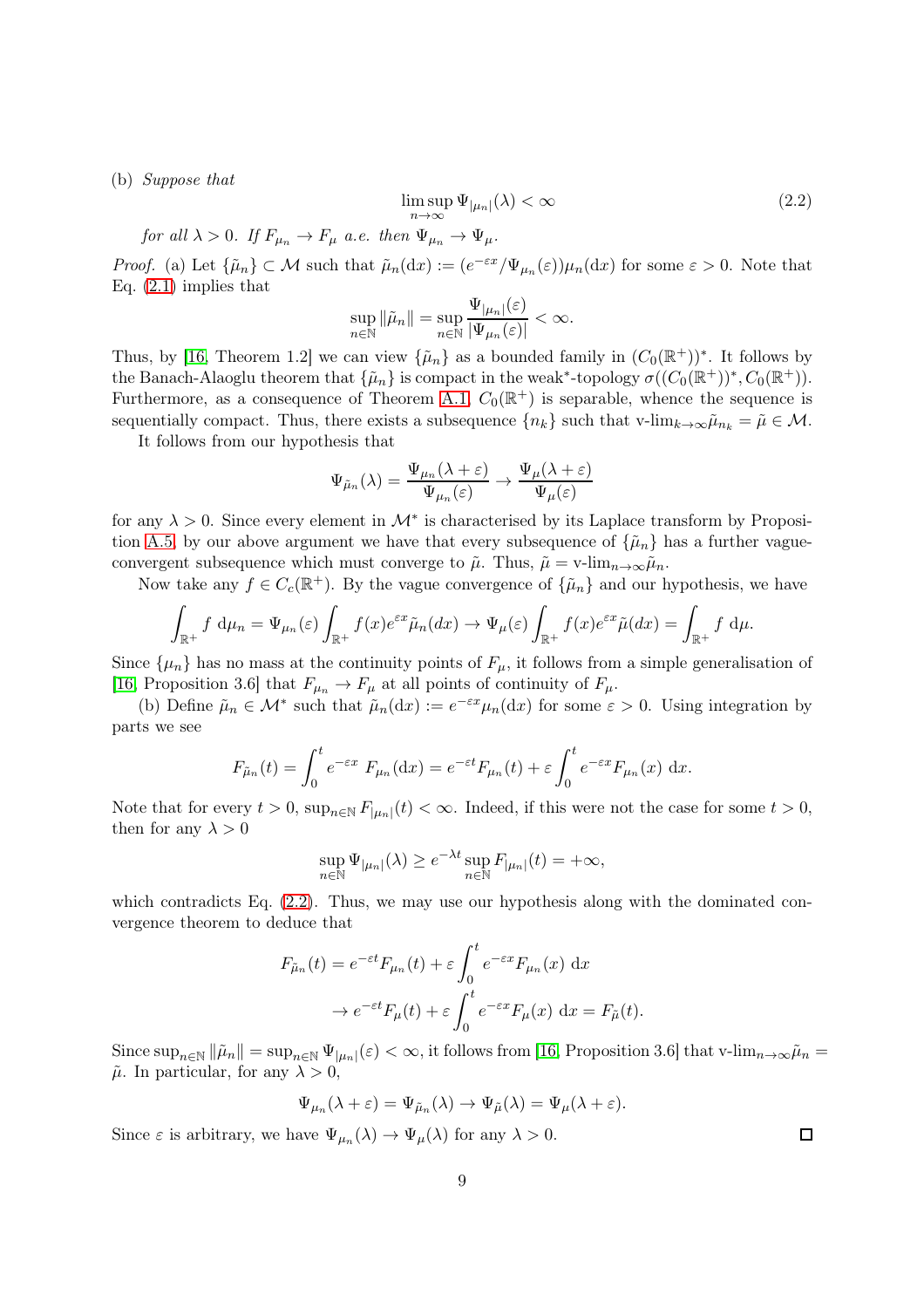(b) *Suppose that*

$$\limsup_{n\to\infty} \Psi_{|\mu_n|}(\lambda) < \infty \tag{2.2}$$

*for all $\lambda > 0$. If $F_{\mu_n} \to F_\mu$ a.e. then $\Psi_{\mu_n} \to \Psi_\mu$.*

*Proof.* (a) Let $\{\tilde{\mu}_n\} \subset \mathcal{M}$ such that $\tilde{\mu}_n(\mathrm{d}x) := (e^{-\varepsilon x}/\Psi_{\mu_n}(\varepsilon))\mu_n(\mathrm{d}x)$ for some $\varepsilon > 0$. Note that Eq. (2.1) implies that

$$\sup_{n\in\mathbb{N}} \|\tilde{\mu}_n\| = \sup_{n\in\mathbb{N}} \frac{\Psi_{|\mu_n|}(\varepsilon)}{|\Psi_{\mu_n}(\varepsilon)|} < \infty.$$

Thus, by [16, Theorem 1.2] we can view $\{\tilde{\mu}_n\}$ as a bounded family in $(C_0(\mathbb{R}^+))^*$. It follows by the Banach-Alaoglu theorem that $\{\tilde{\mu}_n\}$ is compact in the weak*-topology $\sigma((C_0(\mathbb{R}^+))^*, C_0(\mathbb{R}^+))$. Furthermore, as a consequence of Theorem A.1, $C_0(\mathbb{R}^+)$ is separable, whence the sequence is sequentially compact. Thus, there exists a subsequence $\{n_k\}$ such that $\text{v-lim}_{k\to\infty}\tilde{\mu}_{n_k} = \tilde{\mu} \in \mathcal{M}$.

It follows from our hypothesis that

$$\Psi_{\tilde{\mu}_n}(\lambda) = \frac{\Psi_{\mu_n}(\lambda+\varepsilon)}{\Psi_{\mu_n}(\varepsilon)} \to \frac{\Psi_\mu(\lambda+\varepsilon)}{\Psi_\mu(\varepsilon)}$$

for any $\lambda > 0$. Since every element in $\mathcal{M}^*$ is characterised by its Laplace transform by Proposition A.5, by our above argument we have that every subsequence of $\{\tilde{\mu}_n\}$ has a further vague-convergent subsequence which must converge to $\tilde{\mu}$. Thus, $\tilde{\mu} = \text{v-lim}_{n\to\infty}\tilde{\mu}_n$.

Now take any $f \in C_c(\mathbb{R}^+)$. By the vague convergence of $\{\tilde{\mu}_n\}$ and our hypothesis, we have

$$\int_{\mathbb{R}^+} f \, \mathrm{d}\mu_n = \Psi_{\mu_n}(\varepsilon)\int_{\mathbb{R}^+} f(x)e^{\varepsilon x}\tilde{\mu}_n(dx) \to \Psi_\mu(\varepsilon)\int_{\mathbb{R}^+} f(x)e^{\varepsilon x}\tilde{\mu}(dx) = \int_{\mathbb{R}^+} f \, \mathrm{d}\mu.$$

Since $\{\mu_n\}$ has no mass at the continuity points of $F_\mu$, it follows from a simple generalisation of [16, Proposition 3.6] that $F_{\mu_n} \to F_\mu$ at all points of continuity of $F_\mu$.

(b) Define $\tilde{\mu}_n \in \mathcal{M}^*$ such that $\tilde{\mu}_n(\mathrm{d}x) := e^{-\varepsilon x}\mu_n(\mathrm{d}x)$ for some $\varepsilon > 0$. Using integration by parts we see

$$F_{\tilde{\mu}_n}(t) = \int_0^t e^{-\varepsilon x} \, F_{\mu_n}(\mathrm{d}x) = e^{-\varepsilon t}F_{\mu_n}(t) + \varepsilon\int_0^t e^{-\varepsilon x}F_{\mu_n}(x)\,\mathrm{d}x.$$

Note that for every $t > 0$, $\sup_{n\in\mathbb{N}} F_{|\mu_n|}(t) < \infty$. Indeed, if this were not the case for some $t > 0$, then for any $\lambda > 0$

$$\sup_{n\in\mathbb{N}} \Psi_{|\mu_n|}(\lambda) \geq e^{-\lambda t}\sup_{n\in\mathbb{N}} F_{|\mu_n|}(t) = +\infty,$$

which contradicts Eq. (2.2). Thus, we may use our hypothesis along with the dominated convergence theorem to deduce that

$$\begin{aligned} F_{\tilde{\mu}_n}(t) &= e^{-\varepsilon t}F_{\mu_n}(t) + \varepsilon\int_0^t e^{-\varepsilon x}F_{\mu_n}(x)\,\mathrm{d}x \\ &\to e^{-\varepsilon t}F_\mu(t) + \varepsilon\int_0^t e^{-\varepsilon x}F_\mu(x)\,\mathrm{d}x = F_{\tilde{\mu}}(t). \end{aligned}$$

Since $\sup_{n\in\mathbb{N}}\|\tilde{\mu}_n\| = \sup_{n\in\mathbb{N}}\Psi_{|\mu_n|}(\varepsilon) < \infty$, it follows from [16, Proposition 3.6] that $\text{v-lim}_{n\to\infty}\tilde{\mu}_n = \tilde{\mu}$. In particular, for any $\lambda > 0$,

$$\Psi_{\mu_n}(\lambda+\varepsilon) = \Psi_{\tilde{\mu}_n}(\lambda) \to \Psi_{\tilde{\mu}}(\lambda) = \Psi_\mu(\lambda+\varepsilon).$$

Since $\varepsilon$ is arbitrary, we have $\Psi_{\mu_n}(\lambda) \to \Psi_\mu(\lambda)$ for any $\lambda > 0$. ∎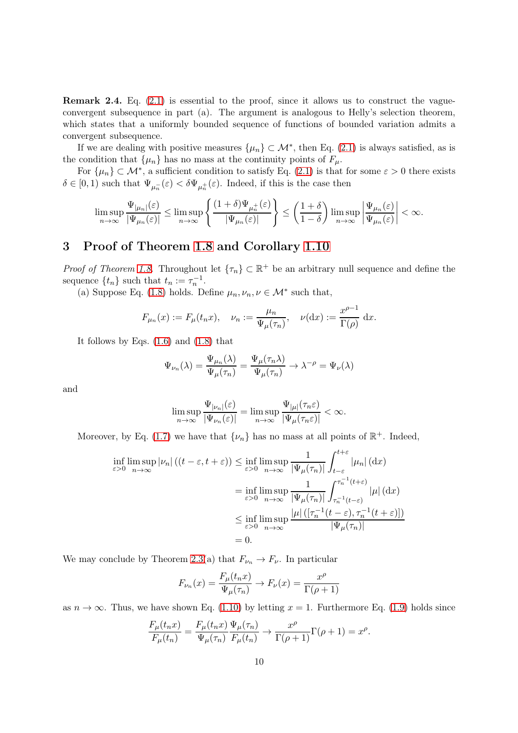**Remark 2.4.** Eq. (2.1) is essential to the proof, since it allows us to construct the vague-convergent subsequence in part (a). The argument is analogous to Helly's selection theorem, which states that a uniformly bounded sequence of functions of bounded variation admits a convergent subsequence.

If we are dealing with positive measures $\{\mu_n\} \subset \mathcal{M}^*$, then Eq. (2.1) is always satisfied, as is the condition that $\{\mu_n\}$ has no mass at the continuity points of $F_\mu$.

For $\{\mu_n\} \subset \mathcal{M}^*$, a sufficient condition to satisfy Eq. (2.1) is that for some $\varepsilon > 0$ there exists $\delta \in [0,1)$ such that $\Psi_{\mu_n^-}(\varepsilon) < \delta \Psi_{\mu_n^+}(\varepsilon)$. Indeed, if this is the case then

$$\limsup_{n\to\infty} \frac{\Psi_{|\mu_n|}(\varepsilon)}{|\Psi_{\mu_n}(\varepsilon)|} \leq \limsup_{n\to\infty} \left\{ \frac{(1+\delta)\Psi_{\mu_n^+}(\varepsilon)}{|\Psi_{\mu_n}(\varepsilon)|} \right\} \leq \left( \frac{1+\delta}{1-\delta} \right) \limsup_{n\to\infty} \left| \frac{\Psi_{\mu_n}(\varepsilon)}{\Psi_{\mu_n}(\varepsilon)} \right| < \infty.$$

# 3 Proof of Theorem 1.8 and Corollary 1.10

*Proof of Theorem 1.8.* Throughout let $\{\tau_n\} \subset \mathbb{R}^+$ be an arbitrary null sequence and define the sequence $\{t_n\}$ such that $t_n := \tau_n^{-1}$.

(a) Suppose Eq. (1.8) holds. Define $\mu_n, \nu_n, \nu \in \mathcal{M}^*$ such that,

$$F_{\mu_n}(x) := F_\mu(t_n x), \quad \nu_n := \frac{\mu_n}{\Psi_\mu(\tau_n)}, \quad \nu(\mathrm{d}x) := \frac{x^{\rho-1}}{\Gamma(\rho)}\,\mathrm{d}x.$$

It follows by Eqs. (1.6) and (1.8) that

$$\Psi_{\nu_n}(\lambda) = \frac{\Psi_{\mu_n}(\lambda)}{\Psi_\mu(\tau_n)} = \frac{\Psi_\mu(\tau_n\lambda)}{\Psi_\mu(\tau_n)} \to \lambda^{-\rho} = \Psi_\nu(\lambda)$$

and

$$\limsup_{n\to\infty} \frac{\Psi_{|\nu_n|}(\varepsilon)}{|\Psi_{\nu_n}(\varepsilon)|} = \limsup_{n\to\infty} \frac{\Psi_{|\mu|}(\tau_n\varepsilon)}{|\Psi_\mu(\tau_n\varepsilon)|} < \infty.$$

Moreover, by Eq. (1.7) we have that $\{\nu_n\}$ has no mass at all points of $\mathbb{R}^+$. Indeed,

$$\begin{aligned}
\inf_{\varepsilon>0} \limsup_{n\to\infty} |\nu_n|\left((t-\varepsilon, t+\varepsilon)\right) &\leq \inf_{\varepsilon>0} \limsup_{n\to\infty} \frac{1}{|\Psi_\mu(\tau_n)|} \int_{t-\varepsilon}^{t+\varepsilon} |\mu_n|\,(\mathrm{d}x) \\
&= \inf_{\varepsilon>0} \limsup_{n\to\infty} \frac{1}{|\Psi_\mu(\tau_n)|} \int_{\tau_n^{-1}(t-\varepsilon)}^{\tau_n^{-1}(t+\varepsilon)} |\mu|\,(\mathrm{d}x) \\
&\leq \inf_{\varepsilon>0} \limsup_{n\to\infty} \frac{|\mu|\left([\tau_n^{-1}(t-\varepsilon), \tau_n^{-1}(t+\varepsilon)]\right)}{|\Psi_\mu(\tau_n)|} \\
&= 0.
\end{aligned}$$

We may conclude by Theorem 2.3(a) that $F_{\nu_n} \to F_\nu$. In particular

$$F_{\nu_n}(x) = \frac{F_\mu(t_n x)}{\Psi_\mu(\tau_n)} \to F_\nu(x) = \frac{x^\rho}{\Gamma(\rho+1)}$$

as $n \to \infty$. Thus, we have shown Eq. (1.10) by letting $x = 1$. Furthermore Eq. (1.9) holds since

$$\frac{F_\mu(t_n x)}{F_\mu(t_n)} = \frac{F_\mu(t_n x)}{\Psi_\mu(\tau_n)} \frac{\Psi_\mu(\tau_n)}{F_\mu(t_n)} \to \frac{x^\rho}{\Gamma(\rho+1)}\Gamma(\rho+1) = x^\rho.$$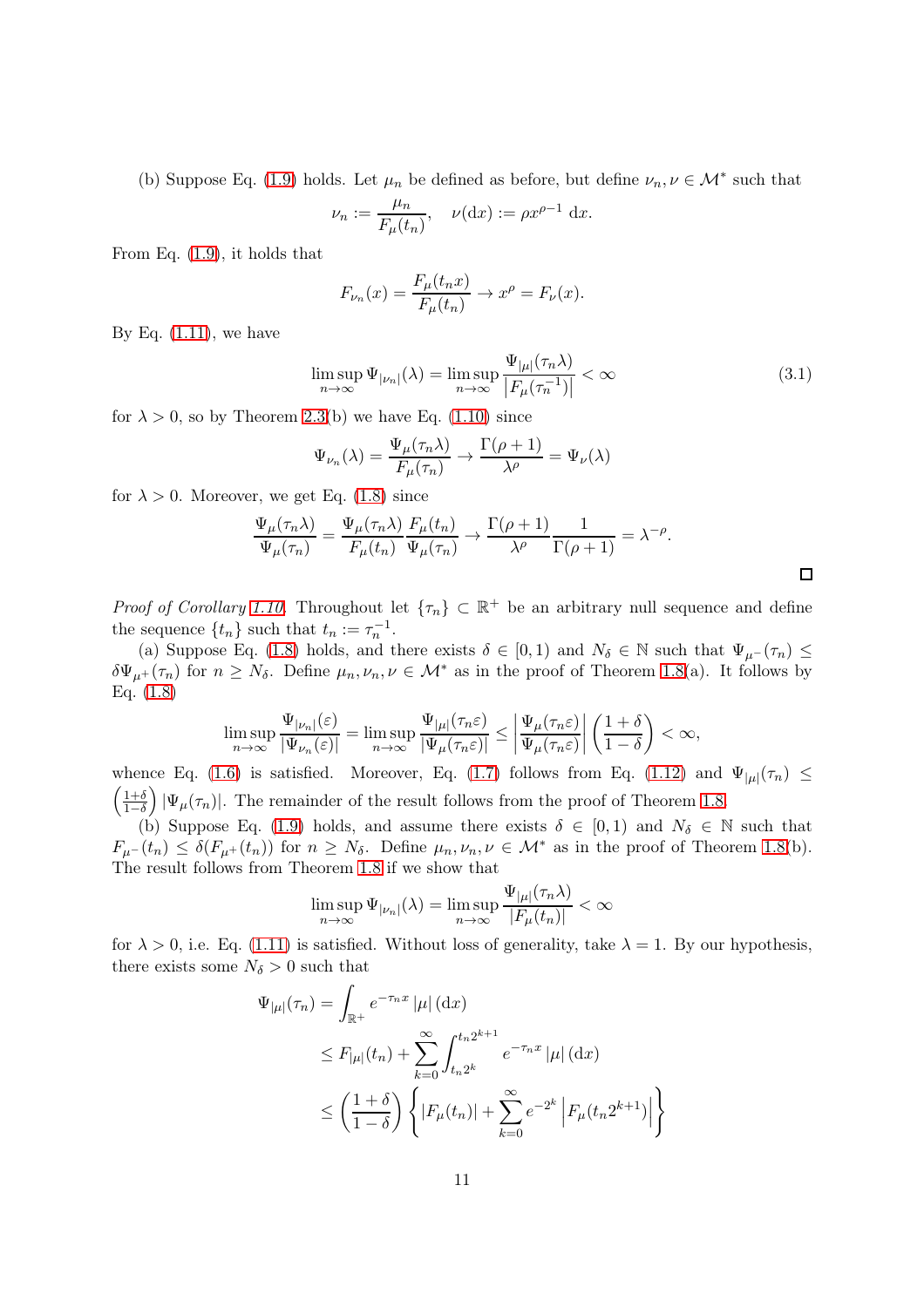(b) Suppose Eq. (1.9) holds. Let $\mu_n$ be defined as before, but define $\nu_n, \nu \in \mathcal{M}^*$ such that

$$\nu_n := \frac{\mu_n}{F_\mu(t_n)}, \quad \nu(\mathrm{d}x) := \rho x^{\rho-1}\,\mathrm{d}x.$$

From Eq. (1.9), it holds that

$$F_{\nu_n}(x) = \frac{F_\mu(t_n x)}{F_\mu(t_n)} \to x^\rho = F_\nu(x).$$

By Eq. (1.11), we have

$$\limsup_{n\to\infty} \Psi_{|\nu_n|}(\lambda) = \limsup_{n\to\infty} \frac{\Psi_{|\mu|}(\tau_n\lambda)}{|F_\mu(\tau_n^{-1})|} < \infty \tag{3.1}$$

for $\lambda > 0$, so by Theorem 2.3(b) we have Eq. (1.10) since

$$\Psi_{\nu_n}(\lambda) = \frac{\Psi_\mu(\tau_n\lambda)}{F_\mu(\tau_n)} \to \frac{\Gamma(\rho+1)}{\lambda^\rho} = \Psi_\nu(\lambda)$$

for $\lambda > 0$. Moreover, we get Eq. (1.8) since

$$\frac{\Psi_\mu(\tau_n\lambda)}{\Psi_\mu(\tau_n)} = \frac{\Psi_\mu(\tau_n\lambda)}{F_\mu(t_n)} \frac{F_\mu(t_n)}{\Psi_\mu(\tau_n)} \to \frac{\Gamma(\rho+1)}{\lambda^\rho} \frac{1}{\Gamma(\rho+1)} = \lambda^{-\rho}.$$

□

*Proof of Corollary 1.10.* Throughout let $\{\tau_n\} \subset \mathbb{R}^+$ be an arbitrary null sequence and define the sequence $\{t_n\}$ such that $t_n := \tau_n^{-1}$.

(a) Suppose Eq. (1.8) holds, and there exists $\delta \in [0, 1)$ and $N_\delta \in \mathbb{N}$ such that $\Psi_{\mu^-}(\tau_n) \leq \delta\Psi_{\mu^+}(\tau_n)$ for $n \geq N_\delta$. Define $\mu_n, \nu_n, \nu \in \mathcal{M}^*$ as in the proof of Theorem 1.8(a). It follows by Eq. (1.8)

$$\limsup_{n\to\infty} \frac{\Psi_{|\nu_n|}(\varepsilon)}{|\Psi_{\nu_n}(\varepsilon)|} = \limsup_{n\to\infty} \frac{\Psi_{|\mu|}(\tau_n\varepsilon)}{|\Psi_\mu(\tau_n\varepsilon)|} \leq \left|\frac{\Psi_\mu(\tau_n\varepsilon)}{\Psi_\mu(\tau_n\varepsilon)}\right| \left(\frac{1+\delta}{1-\delta}\right) < \infty,$$

whence Eq. (1.6) is satisfied. Moreover, Eq. (1.7) follows from Eq. (1.12) and $\Psi_{|\mu|}(\tau_n) \leq \left(\frac{1+\delta}{1-\delta}\right) |\Psi_\mu(\tau_n)|$. The remainder of the result follows from the proof of Theorem 1.8.

(b) Suppose Eq. (1.9) holds, and assume there exists $\delta \in [0, 1)$ and $N_\delta \in \mathbb{N}$ such that $F_{\mu^-}(t_n) \leq \delta(F_{\mu^+}(t_n))$ for $n \geq N_\delta$. Define $\mu_n, \nu_n, \nu \in \mathcal{M}^*$ as in the proof of Theorem 1.8(b). The result follows from Theorem 1.8 if we show that

$$\limsup_{n\to\infty} \Psi_{|\nu_n|}(\lambda) = \limsup_{n\to\infty} \frac{\Psi_{|\mu|}(\tau_n\lambda)}{|F_\mu(t_n)|} < \infty$$

for $\lambda > 0$, i.e. Eq. (1.11) is satisfied. Without loss of generality, take $\lambda = 1$. By our hypothesis, there exists some $N_\delta > 0$ such that

$$\begin{aligned}
\Psi_{|\mu|}(\tau_n) &= \int_{\mathbb{R}^+} e^{-\tau_n x}\,|\mu|\,(\mathrm{d}x) \\
&\leq F_{|\mu|}(t_n) + \sum_{k=0}^\infty \int_{t_n 2^k}^{t_n 2^{k+1}} e^{-\tau_n x}\,|\mu|\,(\mathrm{d}x) \\
&\leq \left(\frac{1+\delta}{1-\delta}\right) \left\{ |F_\mu(t_n)| + \sum_{k=0}^\infty e^{-2^k} \left|F_\mu(t_n 2^{k+1})\right| \right\}
\end{aligned}$$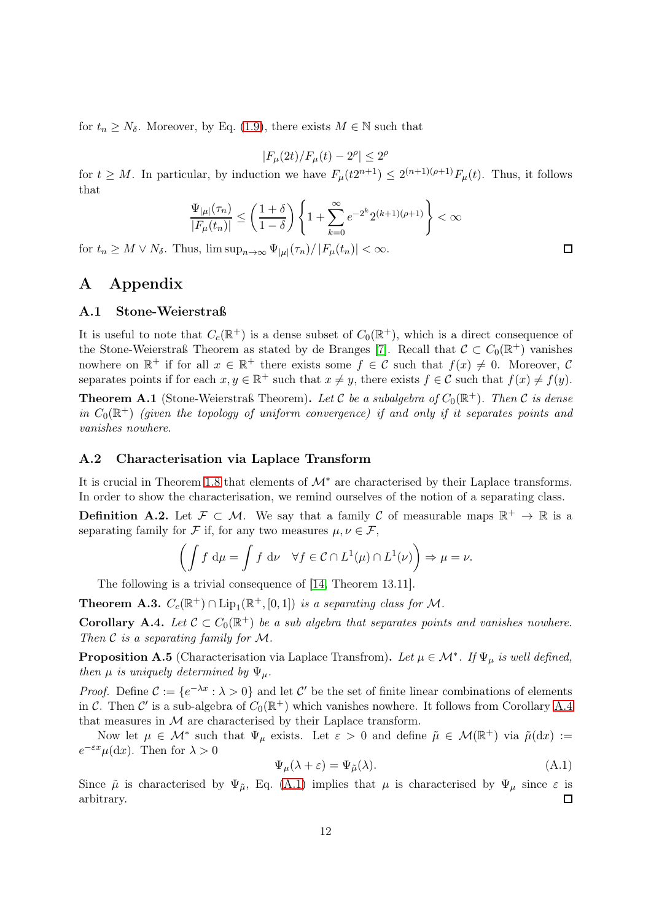for $t_n \geq N_\delta$. Moreover, by Eq. (1.9), there exists $M \in \mathbb{N}$ such that

$$|F_\mu(2t)/F_\mu(t) - 2^\rho| \leq 2^\rho$$

for $t \geq M$. In particular, by induction we have $F_\mu(t2^{n+1}) \leq 2^{(n+1)(\rho+1)} F_\mu(t)$. Thus, it follows that

$$\frac{\Psi_{|\mu|}(\tau_n)}{|F_\mu(t_n)|} \leq \left(\frac{1+\delta}{1-\delta}\right) \left\{ 1 + \sum_{k=0}^{\infty} e^{-2^k} 2^{(k+1)(\rho+1)} \right\} < \infty$$

for $t_n \geq M \vee N_\delta$. Thus, $\limsup_{n\to\infty} \Psi_{|\mu|}(\tau_n)/|F_\mu(t_n)| < \infty$. ☐

# A Appendix

## A.1 Stone-Weierstraß

It is useful to note that $C_c(\mathbb{R}^+)$ is a dense subset of $C_0(\mathbb{R}^+)$, which is a direct consequence of the Stone-Weierstraß Theorem as stated by de Branges [7]. Recall that $\mathcal{C} \subset C_0(\mathbb{R}^+)$ vanishes nowhere on $\mathbb{R}^+$ if for all $x \in \mathbb{R}^+$ there exists some $f \in \mathcal{C}$ such that $f(x) \neq 0$. Moreover, $\mathcal{C}$ separates points if for each $x, y \in \mathbb{R}^+$ such that $x \neq y$, there exists $f \in \mathcal{C}$ such that $f(x) \neq f(y)$.

**Theorem A.1** (Stone-Weierstraß Theorem)**.** *Let $\mathcal{C}$ be a subalgebra of $C_0(\mathbb{R}^+)$. Then $\mathcal{C}$ is dense in $C_0(\mathbb{R}^+)$ (given the topology of uniform convergence) if and only if it separates points and vanishes nowhere.*

## A.2 Characterisation via Laplace Transform

It is crucial in Theorem 1.8 that elements of $\mathcal{M}^*$ are characterised by their Laplace transforms. In order to show the characterisation, we remind ourselves of the notion of a separating class.

**Definition A.2.** Let $\mathcal{F} \subset \mathcal{M}$. We say that a family $\mathcal{C}$ of measurable maps $\mathbb{R}^+ \to \mathbb{R}$ is a separating family for $\mathcal{F}$ if, for any two measures $\mu, \nu \in \mathcal{F}$,

$$\left( \int f \, \mathrm{d}\mu = \int f \, \mathrm{d}\nu \quad \forall f \in \mathcal{C} \cap L^1(\mu) \cap L^1(\nu) \right) \Rightarrow \mu = \nu.$$

The following is a trivial consequence of [14, Theorem 13.11].

**Theorem A.3.** *$C_c(\mathbb{R}^+) \cap \mathrm{Lip}_1(\mathbb{R}^+, [0,1])$ is a separating class for $\mathcal{M}$.*

**Corollary A.4.** *Let $\mathcal{C} \subset C_0(\mathbb{R}^+)$ be a sub algebra that separates points and vanishes nowhere. Then $\mathcal{C}$ is a separating family for $\mathcal{M}$.*

**Proposition A.5** (Characterisation via Laplace Transfrom)**.** *Let $\mu \in \mathcal{M}^*$. If $\Psi_\mu$ is well defined, then $\mu$ is uniquely determined by $\Psi_\mu$.*

*Proof.* Define $\mathcal{C} := \{e^{-\lambda x} : \lambda > 0\}$ and let $\mathcal{C}'$ be the set of finite linear combinations of elements in $\mathcal{C}$. Then $\mathcal{C}'$ is a sub-algebra of $C_0(\mathbb{R}^+)$ which vanishes nowhere. It follows from Corollary A.4 that measures in $\mathcal{M}$ are characterised by their Laplace transform.

Now let $\mu \in \mathcal{M}^*$ such that $\Psi_\mu$ exists. Let $\varepsilon > 0$ and define $\tilde{\mu} \in \mathcal{M}(\mathbb{R}^+)$ via $\tilde{\mu}(\mathrm{d}x) := e^{-\varepsilon x}\mu(\mathrm{d}x)$. Then for $\lambda > 0$

$$\Psi_\mu(\lambda + \varepsilon) = \Psi_{\tilde{\mu}}(\lambda). \tag{A.1}$$

Since $\tilde{\mu}$ is characterised by $\Psi_{\tilde{\mu}}$, Eq. (A.1) implies that $\mu$ is characterised by $\Psi_\mu$ since $\varepsilon$ is arbitrary. ☐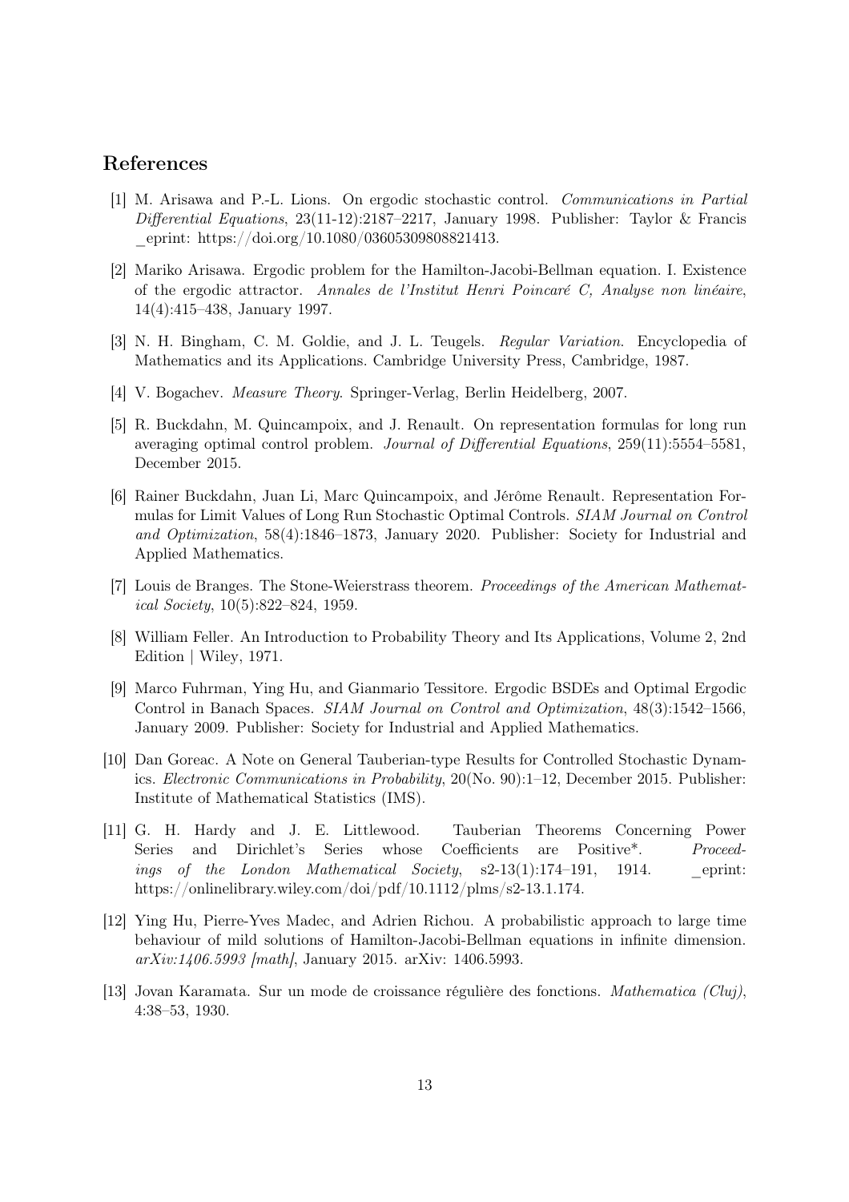## References

[1] M. Arisawa and P.-L. Lions. On ergodic stochastic control. *Communications in Partial Differential Equations*, 23(11-12):2187–2217, January 1998. Publisher: Taylor & Francis _eprint: https://doi.org/10.1080/03605309808821413.

[2] Mariko Arisawa. Ergodic problem for the Hamilton-Jacobi-Bellman equation. I. Existence of the ergodic attractor. *Annales de l'Institut Henri Poincaré C, Analyse non linéaire*, 14(4):415–438, January 1997.

[3] N. H. Bingham, C. M. Goldie, and J. L. Teugels. *Regular Variation*. Encyclopedia of Mathematics and its Applications. Cambridge University Press, Cambridge, 1987.

[4] V. Bogachev. *Measure Theory*. Springer-Verlag, Berlin Heidelberg, 2007.

[5] R. Buckdahn, M. Quincampoix, and J. Renault. On representation formulas for long run averaging optimal control problem. *Journal of Differential Equations*, 259(11):5554–5581, December 2015.

[6] Rainer Buckdahn, Juan Li, Marc Quincampoix, and Jérôme Renault. Representation Formulas for Limit Values of Long Run Stochastic Optimal Controls. *SIAM Journal on Control and Optimization*, 58(4):1846–1873, January 2020. Publisher: Society for Industrial and Applied Mathematics.

[7] Louis de Branges. The Stone-Weierstrass theorem. *Proceedings of the American Mathematical Society*, 10(5):822–824, 1959.

[8] William Feller. An Introduction to Probability Theory and Its Applications, Volume 2, 2nd Edition | Wiley, 1971.

[9] Marco Fuhrman, Ying Hu, and Gianmario Tessitore. Ergodic BSDEs and Optimal Ergodic Control in Banach Spaces. *SIAM Journal on Control and Optimization*, 48(3):1542–1566, January 2009. Publisher: Society for Industrial and Applied Mathematics.

[10] Dan Goreac. A Note on General Tauberian-type Results for Controlled Stochastic Dynamics. *Electronic Communications in Probability*, 20(No. 90):1–12, December 2015. Publisher: Institute of Mathematical Statistics (IMS).

[11] G. H. Hardy and J. E. Littlewood. Tauberian Theorems Concerning Power Series and Dirichlet's Series whose Coefficients are Positive*. *Proceedings of the London Mathematical Society*, s2-13(1):174–191, 1914. _eprint: https://onlinelibrary.wiley.com/doi/pdf/10.1112/plms/s2-13.1.174.

[12] Ying Hu, Pierre-Yves Madec, and Adrien Richou. A probabilistic approach to large time behaviour of mild solutions of Hamilton-Jacobi-Bellman equations in infinite dimension. *arXiv:1406.5993 [math]*, January 2015. arXiv: 1406.5993.

[13] Jovan Karamata. Sur un mode de croissance régulière des fonctions. *Mathematica (Cluj)*, 4:38–53, 1930.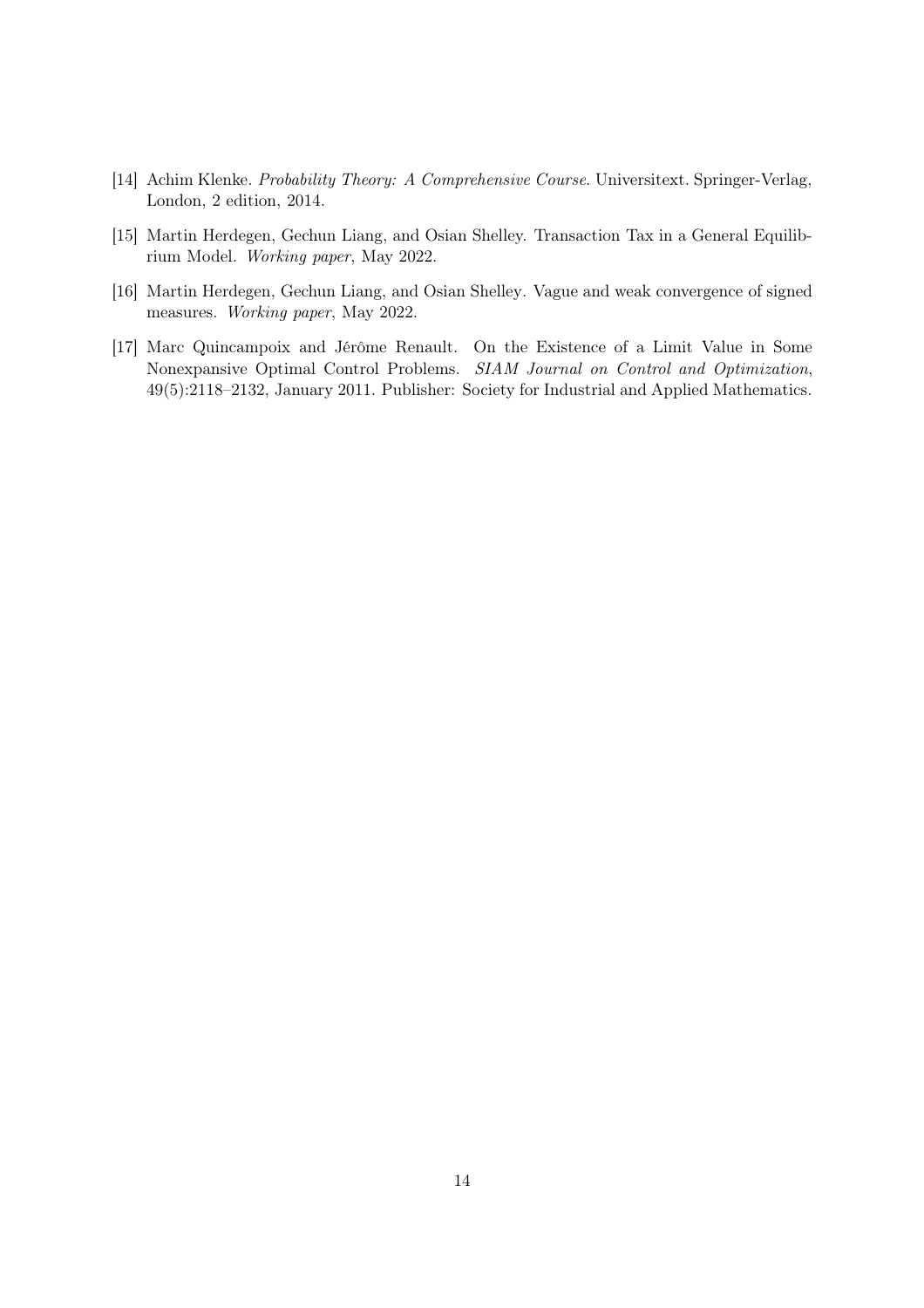[14] Achim Klenke. *Probability Theory: A Comprehensive Course*. Universitext. Springer-Verlag, London, 2 edition, 2014.

[15] Martin Herdegen, Gechun Liang, and Osian Shelley. Transaction Tax in a General Equilibrium Model. *Working paper*, May 2022.

[16] Martin Herdegen, Gechun Liang, and Osian Shelley. Vague and weak convergence of signed measures. *Working paper*, May 2022.

[17] Marc Quincampoix and Jérôme Renault. On the Existence of a Limit Value in Some Nonexpansive Optimal Control Problems. *SIAM Journal on Control and Optimization*, 49(5):2118–2132, January 2011. Publisher: Society for Industrial and Applied Mathematics.